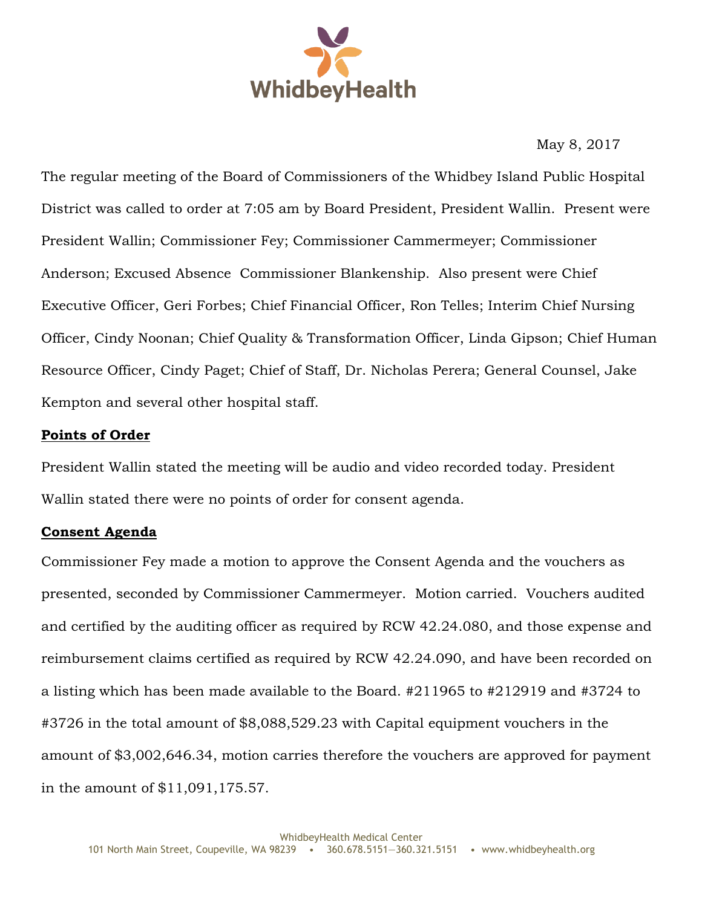May 8, 2017

The regular meeting of the Board of Commissioners of the Whidbey Island Public Hospital District was called to order at 7:05 am by Board President, President Wallin. Present were President Wallin; Commissioner Fey; Commissioner Cammermeyer; Commissioner Anderson; Excused Absence Commissioner Blankenship. Also present were Chief Executive Officer, Geri Forbes; Chief Financial Officer, Ron Telles; Interim Chief Nursing Officer, Cindy Noonan; Chief Quality & Transformation Officer, Linda Gipson; Chief Human Resource Officer, Cindy Paget; Chief of Staff, Dr. Nicholas Perera; General Counsel, Jake Kempton and several other hospital staff.

**Points of Order**

President Wallin stated the meeting will be audio and video recorded today. President Wallin stated there were no points of order for consent agenda.

**Consent Agenda**

Commissioner Fey made a motion to approve the Consent Agenda and the vouchers as presented, seconded by Commissioner Cammermeyer. Motion carried. Vouchers audited and certified by the auditing officer as required by RCW 42.24.080, and those expense and reimbursement claims certified as required by RCW 42.24.090, and have been recorded on a listing which has been made available to the Board. #211965 to #212919 and #3724 to #3726 in the total amount of $8,088,529.23 with Capital equipment vouchers in the amount of $3,002,646.34, motion carries therefore the vouchers are approved for payment in the amount of $11,091,175.57.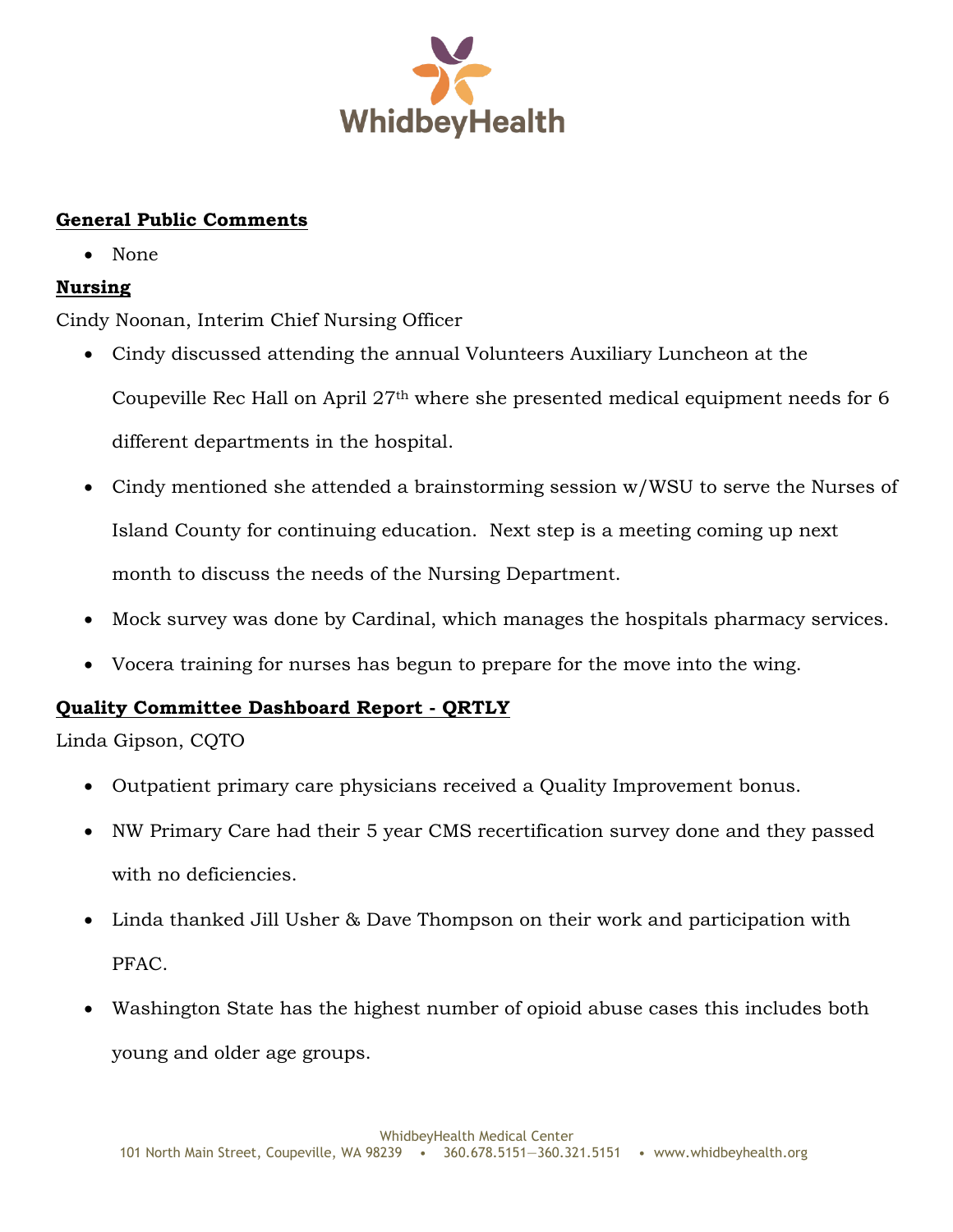**General Public Comments**

- None

**Nursing**

Cindy Noonan, Interim Chief Nursing Officer

- Cindy discussed attending the annual Volunteers Auxiliary Luncheon at the Coupeville Rec Hall on April 27th where she presented medical equipment needs for 6 different departments in the hospital.
- Cindy mentioned she attended a brainstorming session w/WSU to serve the Nurses of Island County for continuing education.  Next step is a meeting coming up next month to discuss the needs of the Nursing Department.
- Mock survey was done by Cardinal, which manages the hospitals pharmacy services.
- Vocera training for nurses has begun to prepare for the move into the wing.

**Quality Committee Dashboard Report - QRTLY**

Linda Gipson, CQTO

- Outpatient primary care physicians received a Quality Improvement bonus.
- NW Primary Care had their 5 year CMS recertification survey done and they passed with no deficiencies.
- Linda thanked Jill Usher & Dave Thompson on their work and participation with PFAC.
- Washington State has the highest number of opioid abuse cases this includes both young and older age groups.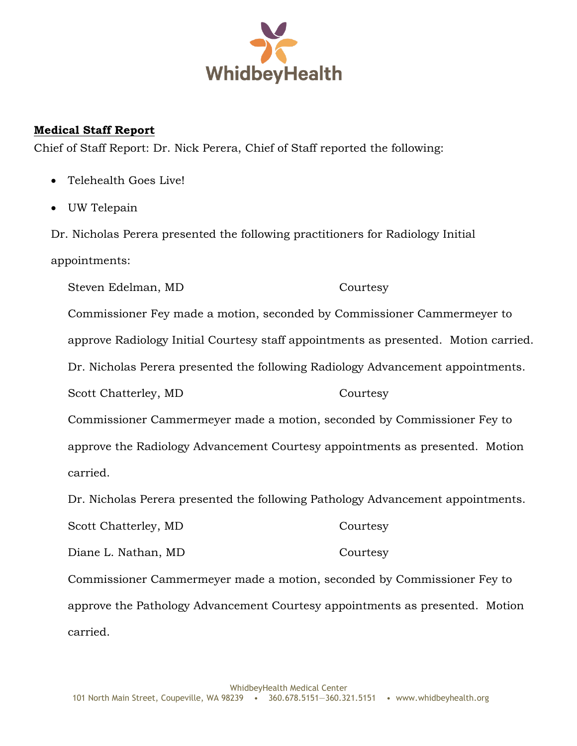**Medical Staff Report**

Chief of Staff Report: Dr. Nick Perera, Chief of Staff reported the following:

- Telehealth Goes Live!
- UW Telepain

Dr. Nicholas Perera presented the following practitioners for Radiology Initial appointments:

| | |
|---|---|
| Steven Edelman, MD | Courtesy |

Commissioner Fey made a motion, seconded by Commissioner Cammermeyer to approve Radiology Initial Courtesy staff appointments as presented. Motion carried.

Dr. Nicholas Perera presented the following Radiology Advancement appointments.

| | |
|---|---|
| Scott Chatterley, MD | Courtesy |

Commissioner Cammermeyer made a motion, seconded by Commissioner Fey to approve the Radiology Advancement Courtesy appointments as presented. Motion carried.

Dr. Nicholas Perera presented the following Pathology Advancement appointments.

| | |
|---|---|
| Scott Chatterley, MD | Courtesy |
| Diane L. Nathan, MD | Courtesy |

Commissioner Cammermeyer made a motion, seconded by Commissioner Fey to approve the Pathology Advancement Courtesy appointments as presented. Motion carried.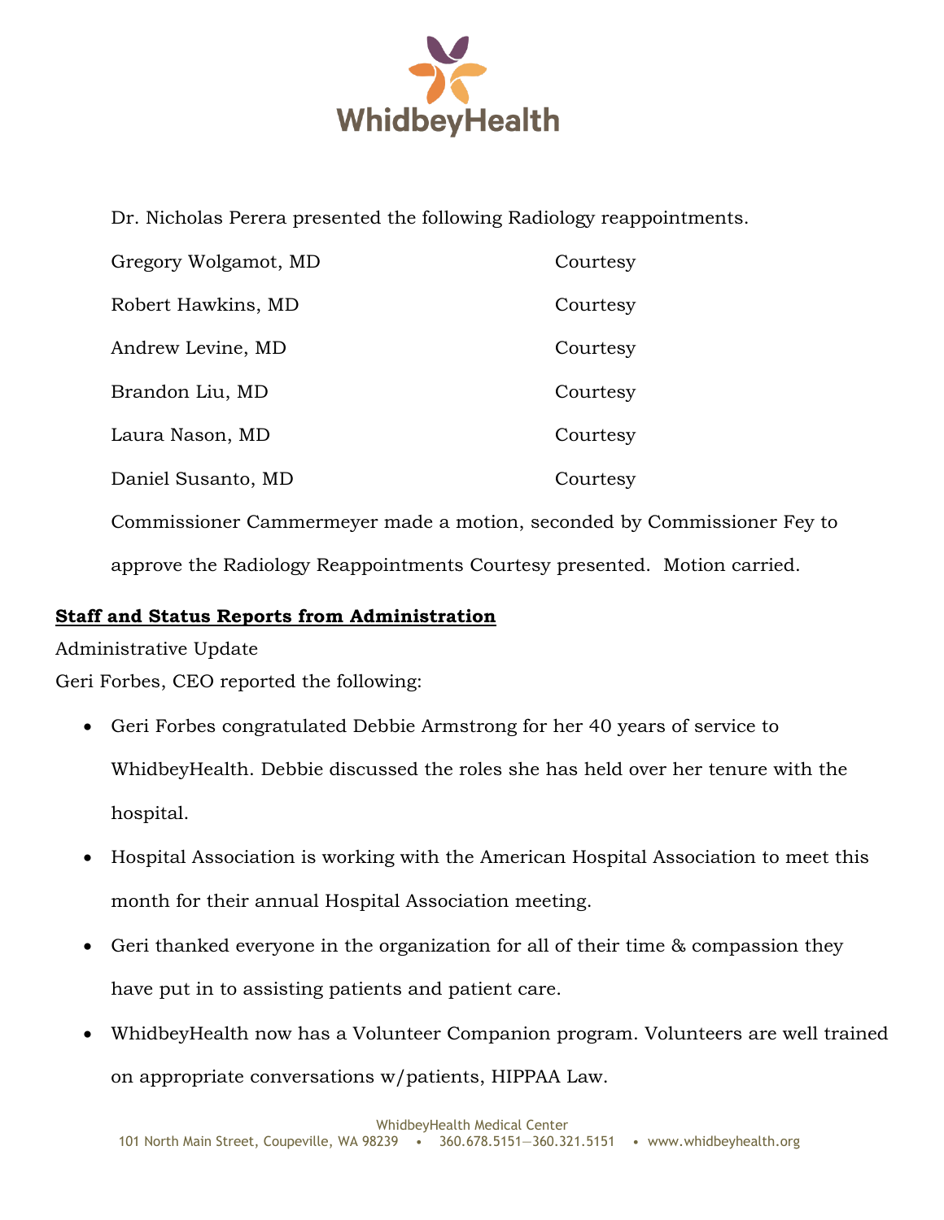Dr. Nicholas Perera presented the following Radiology reappointments.

| | |
|---|---|
| Gregory Wolgamot, MD | Courtesy |
| Robert Hawkins, MD | Courtesy |
| Andrew Levine, MD | Courtesy |
| Brandon Liu, MD | Courtesy |
| Laura Nason, MD | Courtesy |
| Daniel Susanto, MD | Courtesy |

Commissioner Cammermeyer made a motion, seconded by Commissioner Fey to approve the Radiology Reappointments Courtesy presented. Motion carried.

**Staff and Status Reports from Administration**

Administrative Update

Geri Forbes, CEO reported the following:

- Geri Forbes congratulated Debbie Armstrong for her 40 years of service to WhidbeyHealth. Debbie discussed the roles she has held over her tenure with the hospital.
- Hospital Association is working with the American Hospital Association to meet this month for their annual Hospital Association meeting.
- Geri thanked everyone in the organization for all of their time & compassion they have put in to assisting patients and patient care.
- WhidbeyHealth now has a Volunteer Companion program. Volunteers are well trained on appropriate conversations w/patients, HIPPAA Law.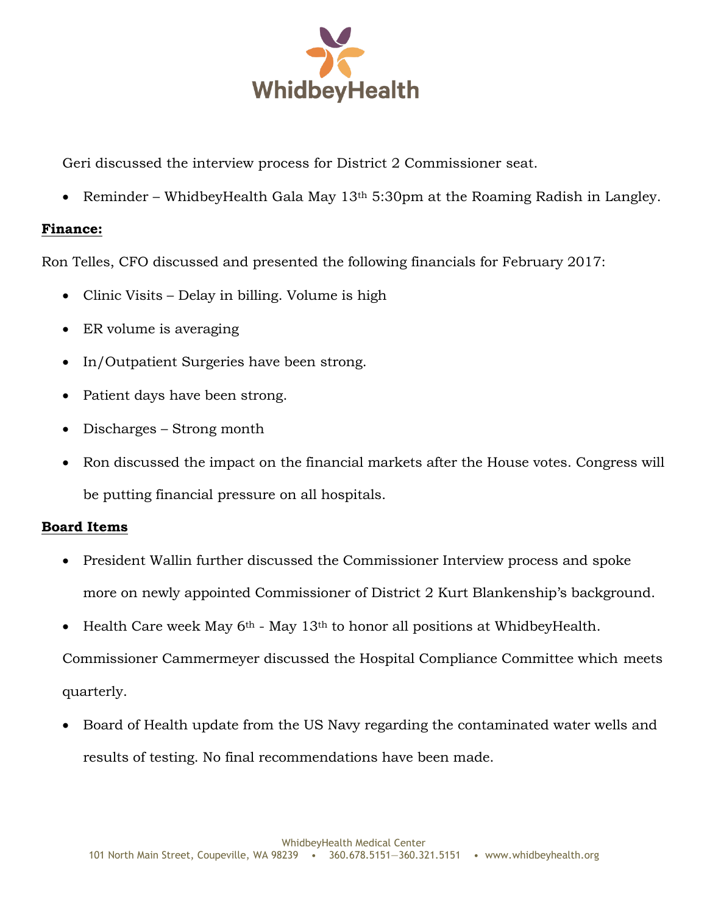Geri discussed the interview process for District 2 Commissioner seat.

- Reminder – WhidbeyHealth Gala May 13th 5:30pm at the Roaming Radish in Langley.

**Finance:**

Ron Telles, CFO discussed and presented the following financials for February 2017:

- Clinic Visits – Delay in billing. Volume is high
- ER volume is averaging
- In/Outpatient Surgeries have been strong.
- Patient days have been strong.
- Discharges – Strong month
- Ron discussed the impact on the financial markets after the House votes. Congress will be putting financial pressure on all hospitals.

**Board Items**

- President Wallin further discussed the Commissioner Interview process and spoke more on newly appointed Commissioner of District 2 Kurt Blankenship's background.
- Health Care week May 6th - May 13th to honor all positions at WhidbeyHealth.

Commissioner Cammermeyer discussed the Hospital Compliance Committee which meets quarterly.

- Board of Health update from the US Navy regarding the contaminated water wells and results of testing. No final recommendations have been made.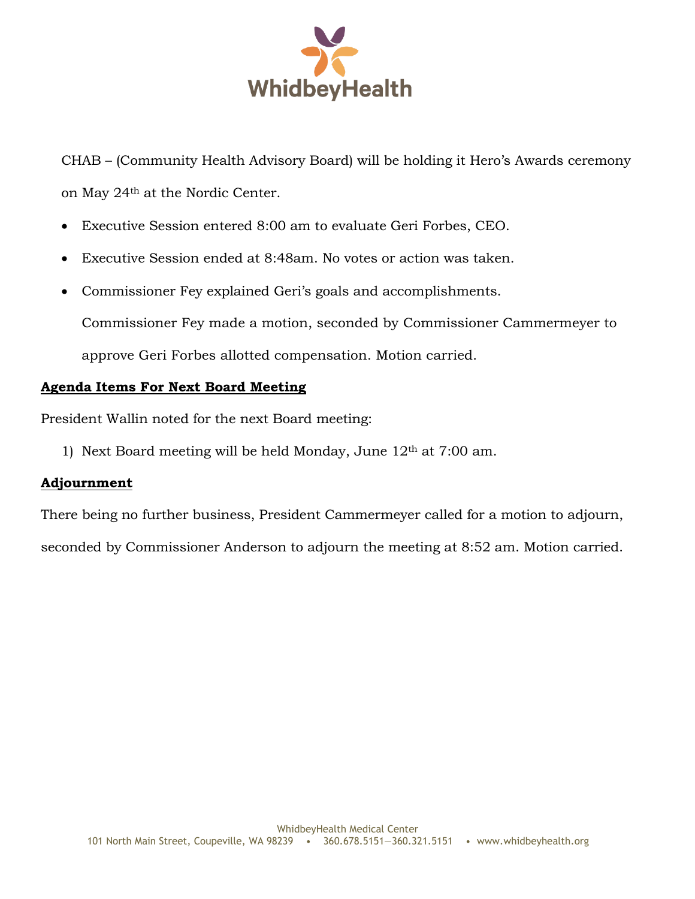CHAB – (Community Health Advisory Board) will be holding it Hero's Awards ceremony on May 24th at the Nordic Center.

- Executive Session entered 8:00 am to evaluate Geri Forbes, CEO.
- Executive Session ended at 8:48am. No votes or action was taken.
- Commissioner Fey explained Geri's goals and accomplishments.

  Commissioner Fey made a motion, seconded by Commissioner Cammermeyer to approve Geri Forbes allotted compensation. Motion carried.

**Agenda Items For Next Board Meeting**

President Wallin noted for the next Board meeting:

1) Next Board meeting will be held Monday, June 12th at 7:00 am.

**Adjournment**

There being no further business, President Cammermeyer called for a motion to adjourn, seconded by Commissioner Anderson to adjourn the meeting at 8:52 am. Motion carried.